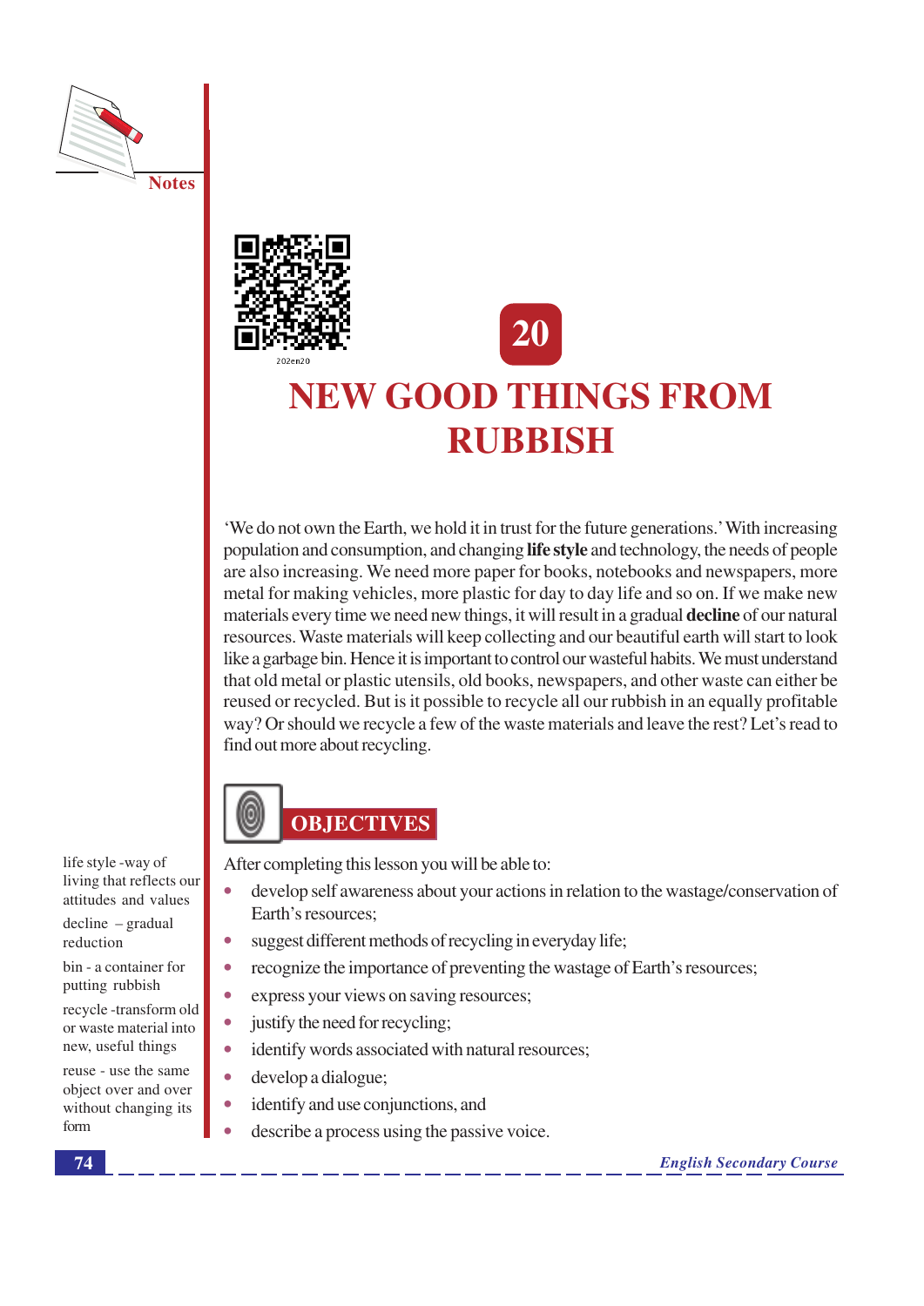Notes

202en20

# 20

# NEW GOOD THINGS FROM RUBBISH

'We do not own the Earth, we hold it in trust for the future generations.' With increasing population and consumption, and changing **life style** and technology, the needs of people are also increasing. We need more paper for books, notebooks and newspapers, more metal for making vehicles, more plastic for day to day life and so on. If we make new materials every time we need new things, it will result in a gradual **decline** of our natural resources. Waste materials will keep collecting and our beautiful earth will start to look like a garbage bin. Hence it is important to control our wasteful habits. We must understand that old metal or plastic utensils, old books, newspapers, and other waste can either be reused or recycled. But is it possible to recycle all our rubbish in an equally profitable way? Or should we recycle a few of the waste materials and leave the rest? Let's read to find out more about recycling.

## OBJECTIVES

After completing this lesson you will be able to:

- develop self awareness about your actions in relation to the wastage/conservation of Earth's resources;
- suggest different methods of recycling in everyday life;
- recognize the importance of preventing the wastage of Earth's resources;
- express your views on saving resources;
- justify the need for recycling;
- identify words associated with natural resources;
- develop a dialogue;
- identify and use conjunctions, and
- describe a process using the passive voice.

life style - way of living that reflects our attitudes and values

decline – gradual reduction

bin - a container for putting rubbish

recycle - transform old or waste material into new, useful things

reuse - use the same object over and over without changing its form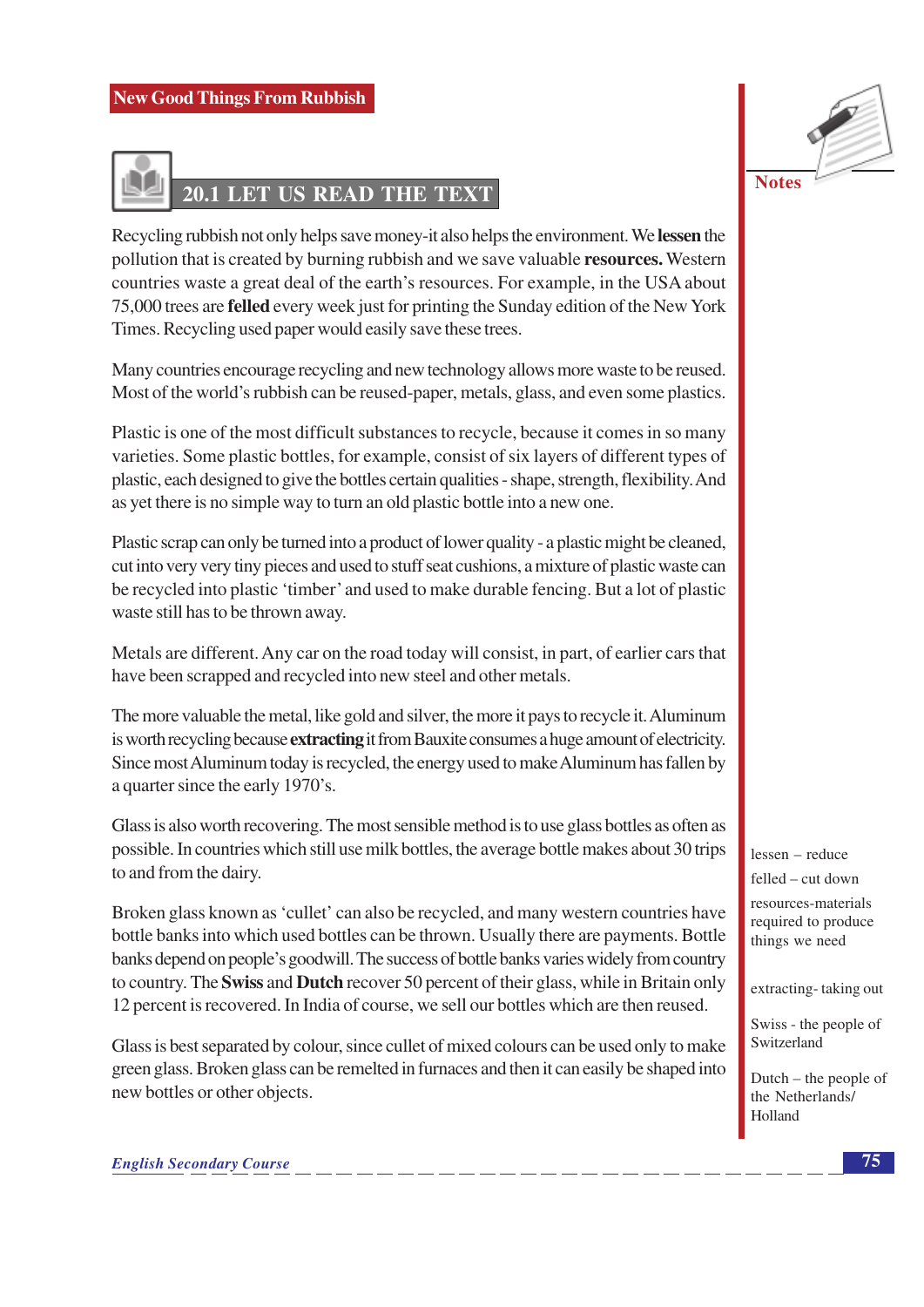## New Good Things From Rubbish

## 20.1 LET US READ THE TEXT

Recycling rubbish not only helps save money-it also helps the environment. We **lessen** the pollution that is created by burning rubbish and we save valuable **resources.** Western countries waste a great deal of the earth's resources. For example, in the USA about 75,000 trees are **felled** every week just for printing the Sunday edition of the New York Times. Recycling used paper would easily save these trees.

Many countries encourage recycling and new technology allows more waste to be reused. Most of the world's rubbish can be reused-paper, metals, glass, and even some plastics.

Plastic is one of the most difficult substances to recycle, because it comes in so many varieties. Some plastic bottles, for example, consist of six layers of different types of plastic, each designed to give the bottles certain qualities - shape, strength, flexibility. And as yet there is no simple way to turn an old plastic bottle into a new one.

Plastic scrap can only be turned into a product of lower quality - a plastic might be cleaned, cut into very very tiny pieces and used to stuff seat cushions, a mixture of plastic waste can be recycled into plastic 'timber' and used to make durable fencing. But a lot of plastic waste still has to be thrown away.

Metals are different. Any car on the road today will consist, in part, of earlier cars that have been scrapped and recycled into new steel and other metals.

The more valuable the metal, like gold and silver, the more it pays to recycle it. Aluminum is worth recycling because **extracting** it from Bauxite consumes a huge amount of electricity. Since most Aluminum today is recycled, the energy used to make Aluminum has fallen by a quarter since the early 1970's.

Glass is also worth recovering. The most sensible method is to use glass bottles as often as possible. In countries which still use milk bottles, the average bottle makes about 30 trips to and from the dairy.

Broken glass known as 'cullet' can also be recycled, and many western countries have bottle banks into which used bottles can be thrown. Usually there are payments. Bottle banks depend on people's goodwill. The success of bottle banks varies widely from country to country. The **Swiss** and **Dutch** recover 50 percent of their glass, while in Britain only 12 percent is recovered. In India of course, we sell our bottles which are then reused.

Glass is best separated by colour, since cullet of mixed colours can be used only to make green glass. Broken glass can be remelted in furnaces and then it can easily be shaped into new bottles or other objects.

**Notes**

lessen – reduce

felled – cut down

resources-materials required to produce things we need

extracting- taking out

Swiss - the people of Switzerland

Dutch – the people of the Netherlands/ Holland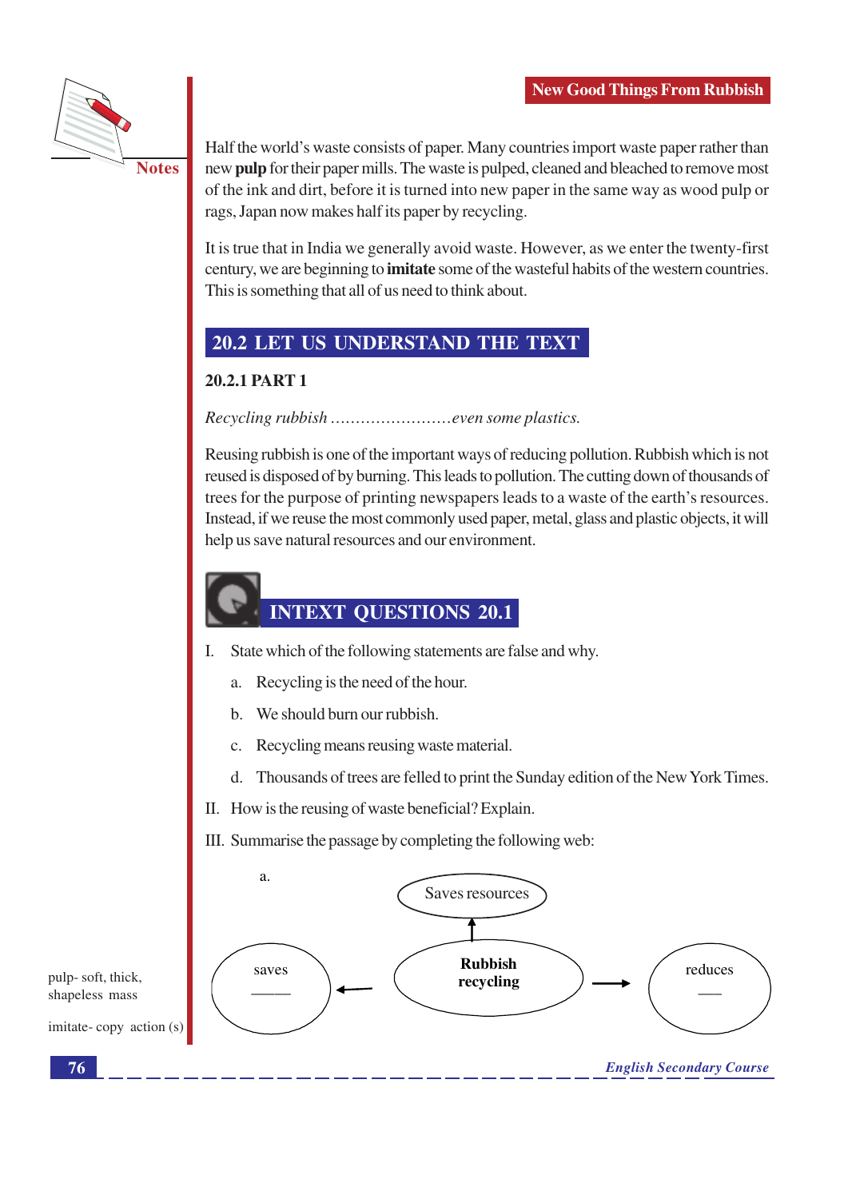Half the world's waste consists of paper. Many countries import waste paper rather than new **pulp** for their paper mills. The waste is pulped, cleaned and bleached to remove most of the ink and dirt, before it is turned into new paper in the same way as wood pulp or rags, Japan now makes half its paper by recycling.

It is true that in India we generally avoid waste. However, as we enter the twenty-first century, we are beginning to **imitate** some of the wasteful habits of the western countries. This is something that all of us need to think about.

## 20.2 LET US UNDERSTAND THE TEXT

### 20.2.1 PART 1

*Recycling rubbish ........................even some plastics.*

Reusing rubbish is one of the important ways of reducing pollution. Rubbish which is not reused is disposed of by burning. This leads to pollution. The cutting down of thousands of trees for the purpose of printing newspapers leads to a waste of the earth's resources. Instead, if we reuse the most commonly used paper, metal, glass and plastic objects, it will help us save natural resources and our environment.

## INTEXT QUESTIONS 20.1

I. State which of the following statements are false and why.

   a. Recycling is the need of the hour.

   b. We should burn our rubbish.

   c. Recycling means reusing waste material.

   d. Thousands of trees are felled to print the Sunday edition of the New York Times.

II. How is the reusing of waste beneficial? Explain.

III. Summarise the passage by completing the following web:

a.

Saves resources

Rubbish recycling

saves ____

reduces ___

pulp- soft, thick, shapeless mass

imitate- copy action (s)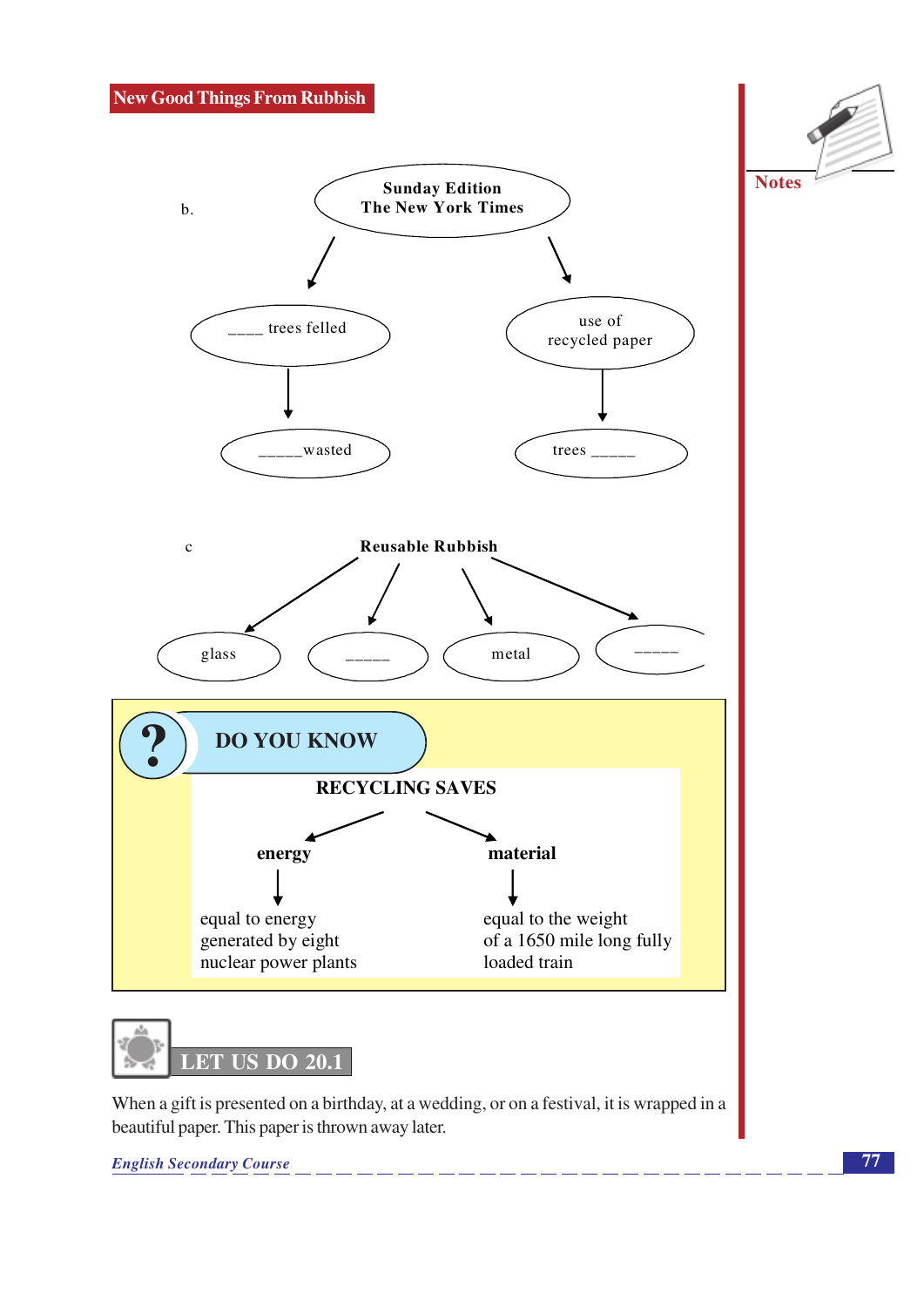b.

Sunday Edition
The New York Times

____ trees felled

_____wasted

use of
recycled paper

trees _____

c

Reusable Rubbish

glass

_____

metal

_____

## DO YOU KNOW

**RECYCLING SAVES**

**energy**

equal to energy generated by eight nuclear power plants

**material**

equal to the weight of a 1650 mile long fully loaded train

## LET US DO 20.1

When a gift is presented on a birthday, at a wedding, or on a festival, it is wrapped in a beautiful paper. This paper is thrown away later.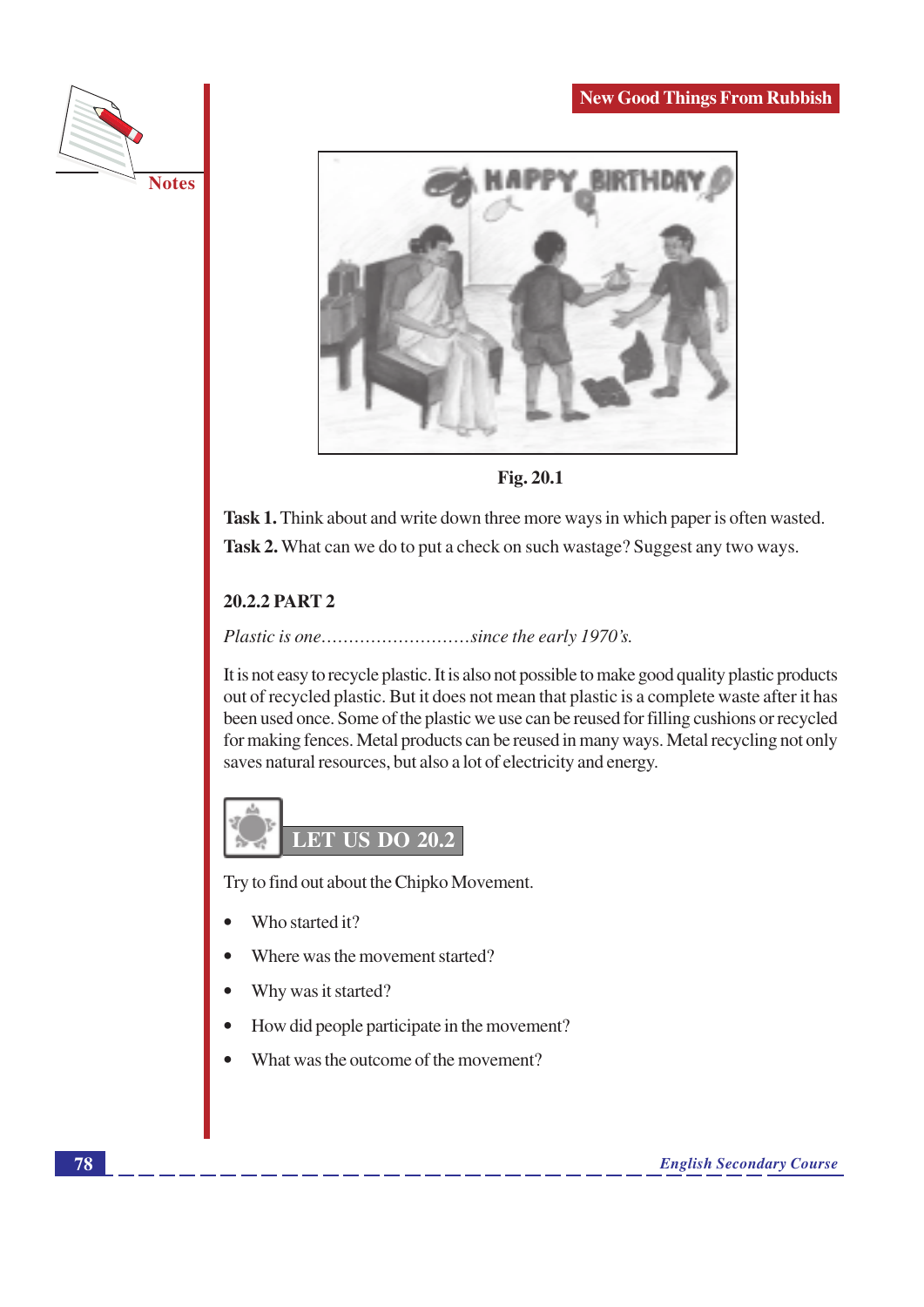Fig. 20.1

**Task 1.** Think about and write down three more ways in which paper is often wasted.

**Task 2.** What can we do to put a check on such wastage? Suggest any two ways.

### 20.2.2 PART 2

*Plastic is one...........................since the early 1970's.*

It is not easy to recycle plastic. It is also not possible to make good quality plastic products out of recycled plastic. But it does not mean that plastic is a complete waste after it has been used once. Some of the plastic we use can be reused for filling cushions or recycled for making fences. Metal products can be reused in many ways. Metal recycling not only saves natural resources, but also a lot of electricity and energy.

### LET US DO 20.2

Try to find out about the Chipko Movement.

- Who started it?
- Where was the movement started?
- Why was it started?
- How did people participate in the movement?
- What was the outcome of the movement?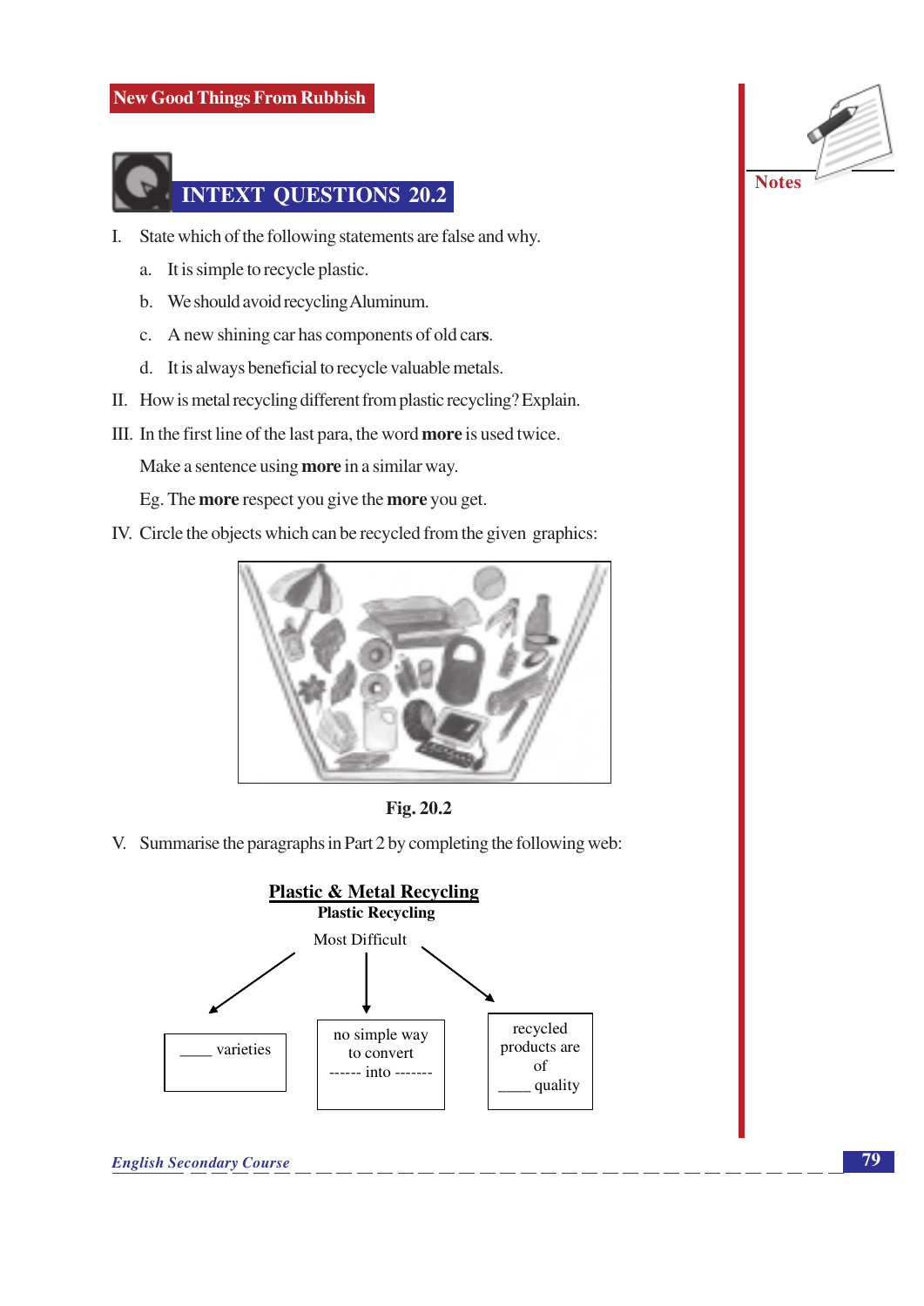## INTEXT QUESTIONS 20.2

I. State which of the following statements are false and why.

   a. It is simple to recycle plastic.

   b. We should avoid recycling Aluminum.

   c. A new shining car has components of old cars.

   d. It is always beneficial to recycle valuable metals.

II. How is metal recycling different from plastic recycling? Explain.

III. In the first line of the last para, the word **more** is used twice.

   Make a sentence using **more** in a similar way.

   Eg. The **more** respect you give the **more** you get.

IV. Circle the objects which can be recycled from the given graphics:

Fig. 20.2

V. Summarise the paragraphs in Part 2 by completing the following web:

**Plastic & Metal Recycling**

**Plastic Recycling**

Most Difficult

____ varieties

no simple way to convert ------ into -------

recycled products are of ____ quality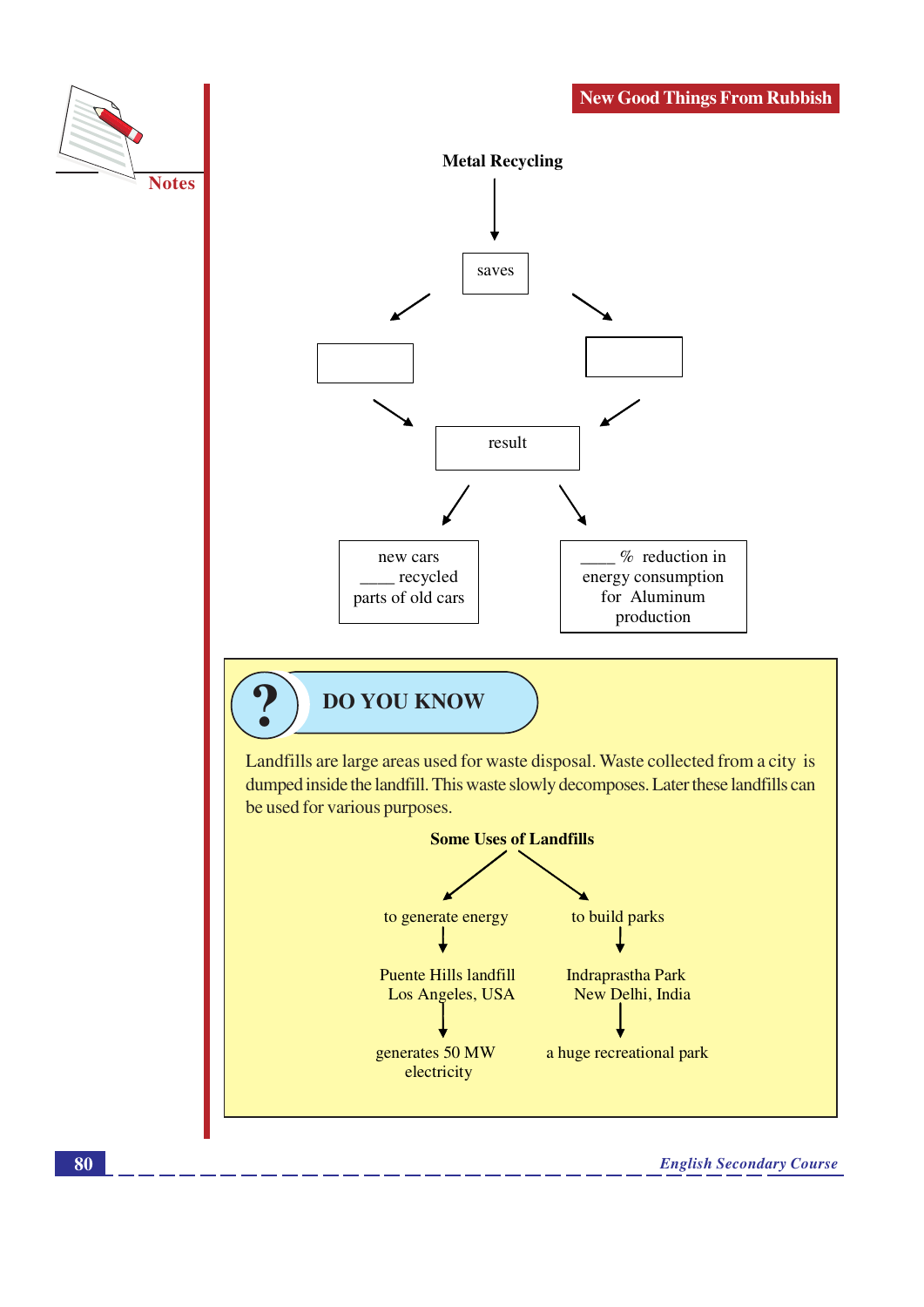**Metal Recycling**

saves

result

new cars ____ recycled parts of old cars

____ % reduction in energy consumption for Aluminum production

## DO YOU KNOW

Landfills are large areas used for waste disposal. Waste collected from a city is dumped inside the landfill. This waste slowly decomposes. Later these landfills can be used for various purposes.

**Some Uses of Landfills**

to generate energy

Puente Hills landfill Los Angeles, USA

generates 50 MW electricity

to build parks

Indraprastha Park New Delhi, India

a huge recreational park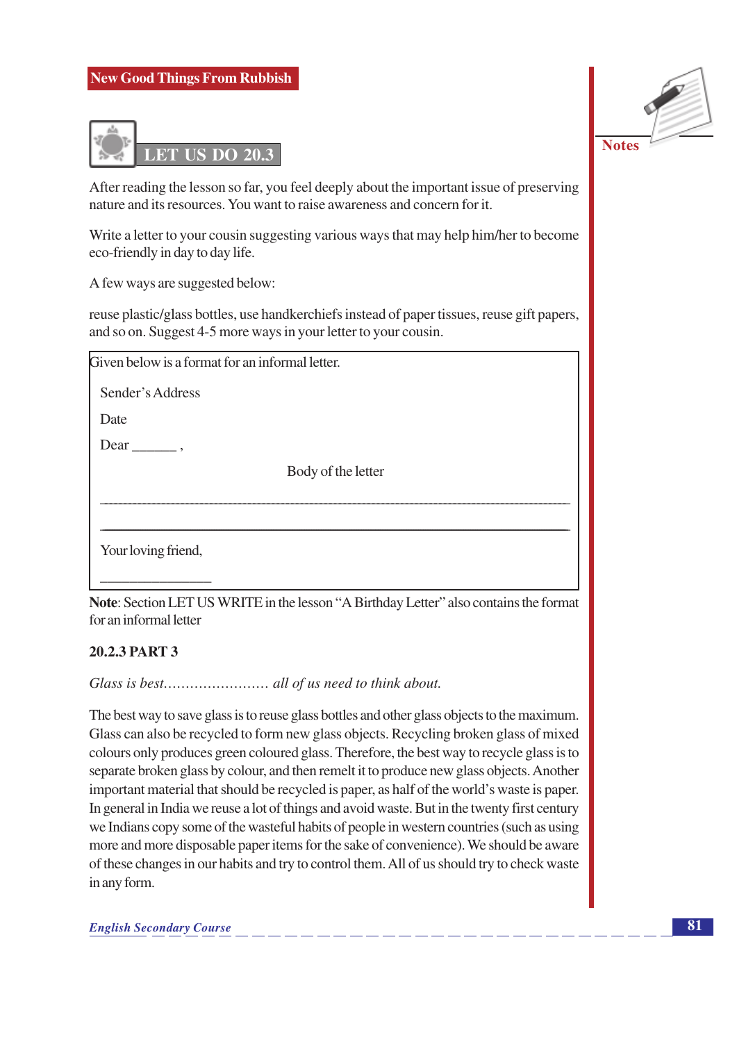## LET US DO 20.3

After reading the lesson so far, you feel deeply about the important issue of preserving nature and its resources. You want to raise awareness and concern for it.

Write a letter to your cousin suggesting various ways that may help him/her to become eco-friendly in day to day life.

A few ways are suggested below:

reuse plastic/glass bottles, use handkerchiefs instead of paper tissues, reuse gift papers, and so on. Suggest 4-5 more ways in your letter to your cousin.

Given below is a format for an informal letter.

Sender's Address

Date

Dear ______ ,

Body of the letter

---

---

Your loving friend,

_______________

**Note**: Section LET US WRITE in the lesson "A Birthday Letter" also contains the format for an informal letter

### 20.2.3 PART 3

*Glass is best…………………… all of us need to think about.*

The best way to save glass is to reuse glass bottles and other glass objects to the maximum. Glass can also be recycled to form new glass objects. Recycling broken glass of mixed colours only produces green coloured glass. Therefore, the best way to recycle glass is to separate broken glass by colour, and then remelt it to produce new glass objects. Another important material that should be recycled is paper, as half of the world's waste is paper. In general in India we reuse a lot of things and avoid waste. But in the twenty first century we Indians copy some of the wasteful habits of people in western countries (such as using more and more disposable paper items for the sake of convenience). We should be aware of these changes in our habits and try to control them. All of us should try to check waste in any form.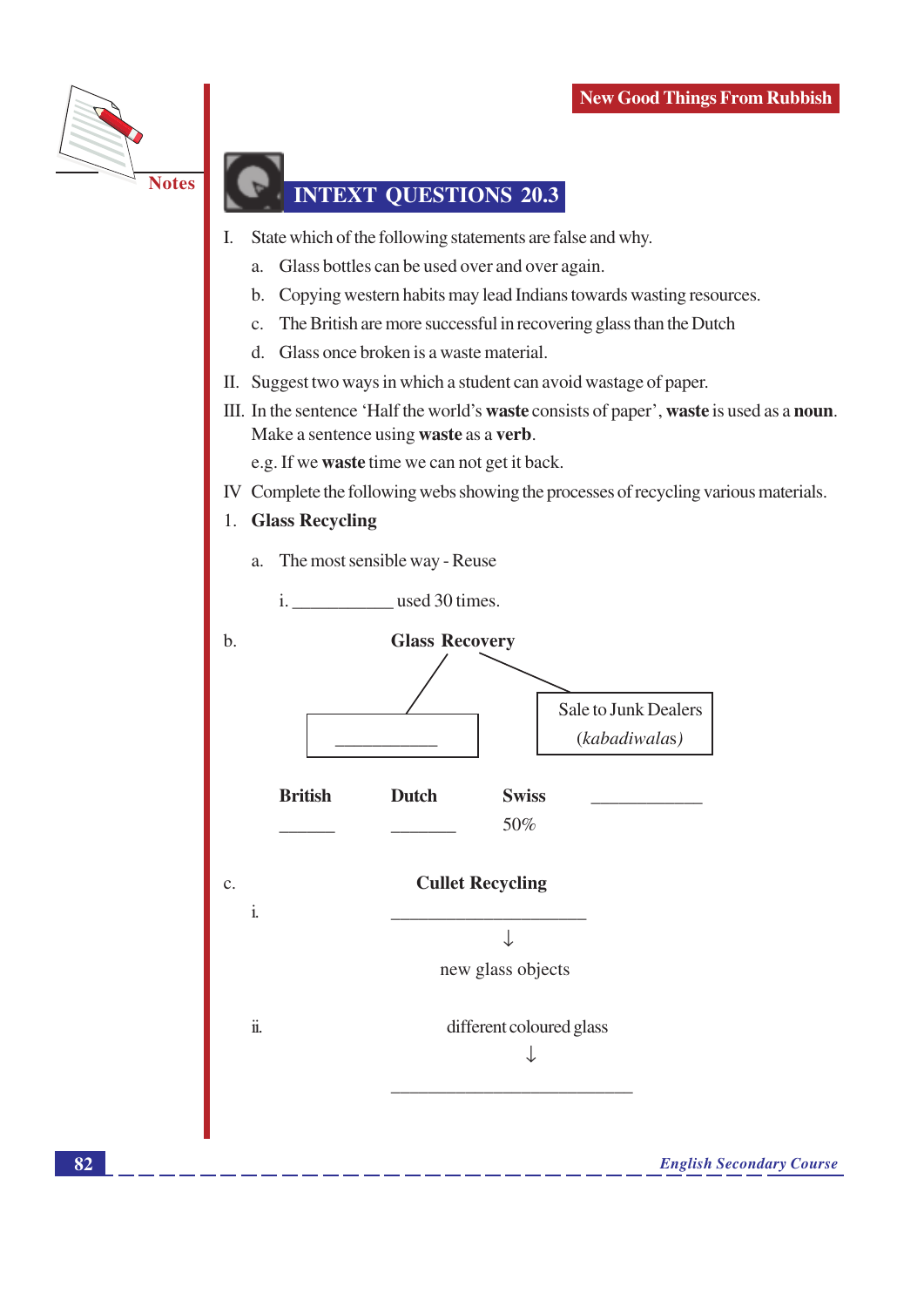## INTEXT QUESTIONS 20.3

I. State which of the following statements are false and why.

a. Glass bottles can be used over and over again.

b. Copying western habits may lead Indians towards wasting resources.

c. The British are more successful in recovering glass than the Dutch

d. Glass once broken is a waste material.

II. Suggest two ways in which a student can avoid wastage of paper.

III. In the sentence 'Half the world's **waste** consists of paper', **waste** is used as a **noun**. Make a sentence using **waste** as a **verb**.

e.g. If we **waste** time we can not get it back.

IV Complete the following webs showing the processes of recycling various materials.

1. **Glass Recycling**

a. The most sensible way - Reuse

i. ___________ used 30 times.

b. **Glass Recovery**

___________

Sale to Junk Dealers (*kabadiwalas*)

**British** ______

**Dutch** _______

**Swiss** 50%

____________

c. **Cullet Recycling**

i. ______________________

↓

new glass objects

ii. different coloured glass

↓

___________________________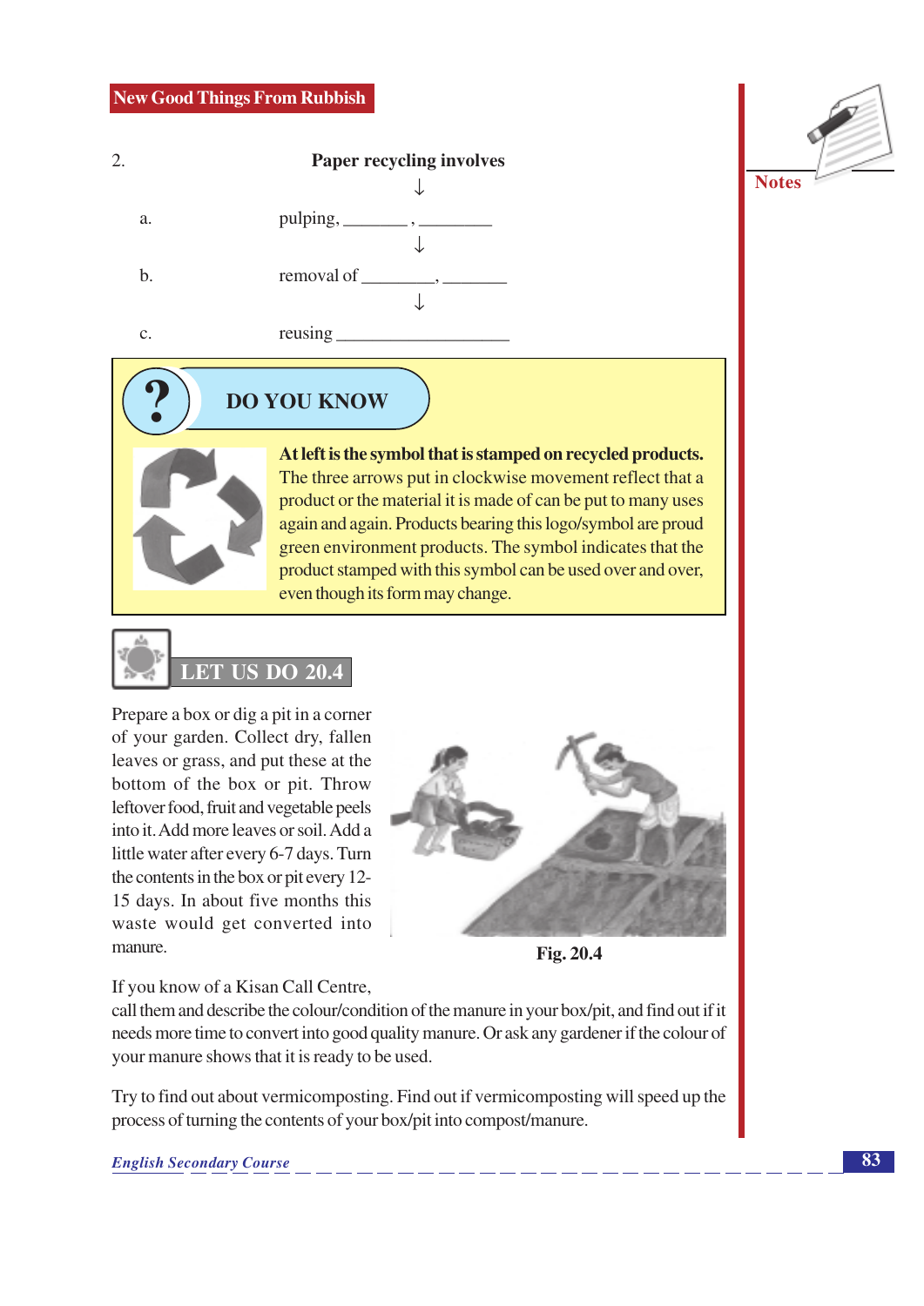2. **Paper recycling involves**

↓

a. pulping, _______ , ________

↓

b. removal of ________, _______

↓

c. reusing ___________________

## DO YOU KNOW

**At left is the symbol that is stamped on recycled products.** The three arrows put in clockwise movement reflect that a product or the material it is made of can be put to many uses again and again. Products bearing this logo/symbol are proud green environment products. The symbol indicates that the product stamped with this symbol can be used over and over, even though its form may change.

## LET US DO 20.4

Prepare a box or dig a pit in a corner of your garden. Collect dry, fallen leaves or grass, and put these at the bottom of the box or pit. Throw leftover food, fruit and vegetable peels into it. Add more leaves or soil. Add a little water after every 6-7 days. Turn the contents in the box or pit every 12-15 days. In about five months this waste would get converted into manure.

Fig. 20.4

If you know of a Kisan Call Centre, call them and describe the colour/condition of the manure in your box/pit, and find out if it needs more time to convert into good quality manure. Or ask any gardener if the colour of your manure shows that it is ready to be used.

Try to find out about vermicomposting. Find out if vermicomposting will speed up the process of turning the contents of your box/pit into compost/manure.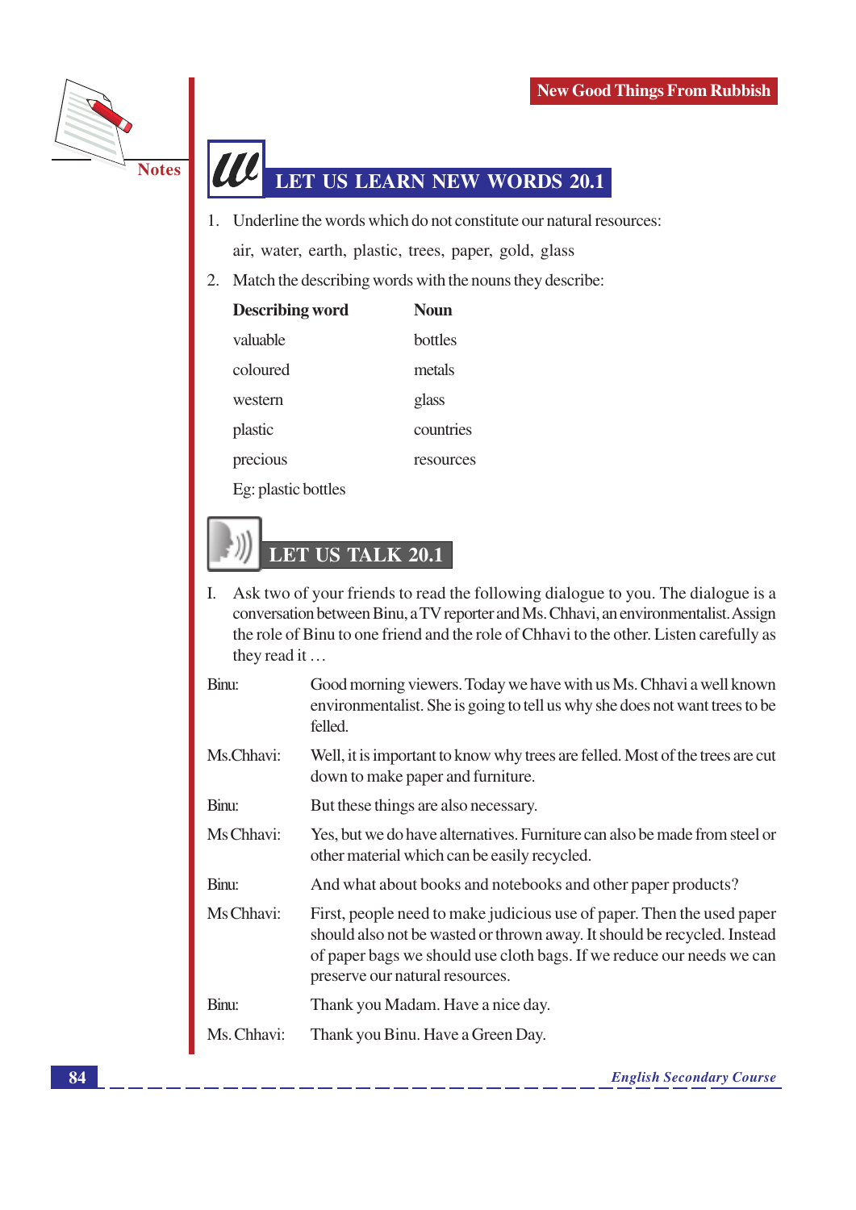## LET US LEARN NEW WORDS 20.1

1. Underline the words which do not constitute our natural resources:

   air, water, earth, plastic, trees, paper, gold, glass

2. Match the describing words with the nouns they describe:

| Describing word | Noun |
|---|---|
| valuable | bottles |
| coloured | metals |
| western | glass |
| plastic | countries |
| precious | resources |

   Eg: plastic bottles

## LET US TALK 20.1

I. Ask two of your friends to read the following dialogue to you. The dialogue is a conversation between Binu, a TV reporter and Ms. Chhavi, an environmentalist. Assign the role of Binu to one friend and the role of Chhavi to the other. Listen carefully as they read it …

| | |
|---|---|
| Binu: | Good morning viewers. Today we have with us Ms. Chhavi a well known environmentalist. She is going to tell us why she does not want trees to be felled. |
| Ms.Chhavi: | Well, it is important to know why trees are felled. Most of the trees are cut down to make paper and furniture. |
| Binu: | But these things are also necessary. |
| Ms Chhavi: | Yes, but we do have alternatives. Furniture can also be made from steel or other material which can be easily recycled. |
| Binu: | And what about books and notebooks and other paper products? |
| Ms Chhavi: | First, people need to make judicious use of paper. Then the used paper should also not be wasted or thrown away. It should be recycled. Instead of paper bags we should use cloth bags. If we reduce our needs we can preserve our natural resources. |
| Binu: | Thank you Madam. Have a nice day. |
| Ms. Chhavi: | Thank you Binu. Have a Green Day. |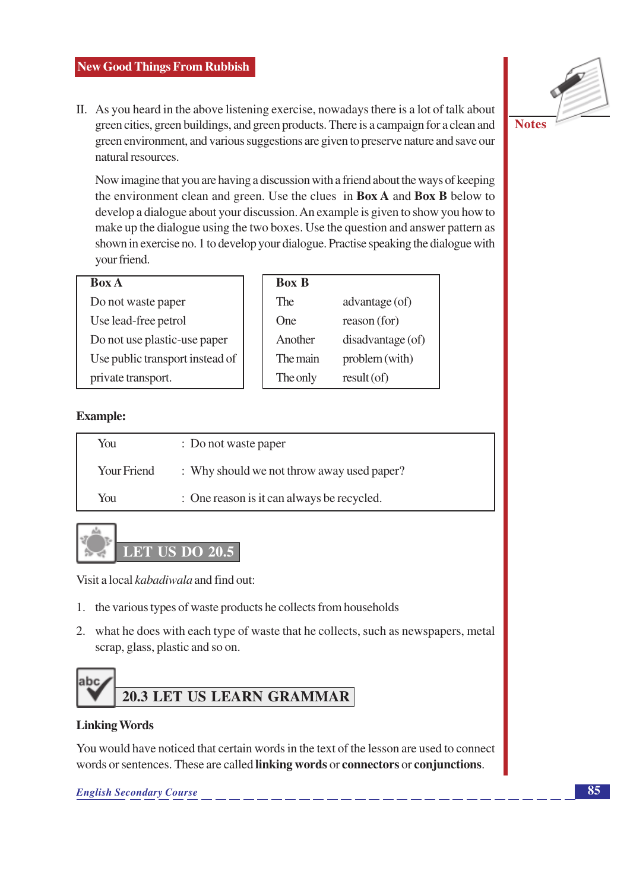II. As you heard in the above listening exercise, nowadays there is a lot of talk about green cities, green buildings, and green products. There is a campaign for a clean and green environment, and various suggestions are given to preserve nature and save our natural resources.

Now imagine that you are having a discussion with a friend about the ways of keeping the environment clean and green. Use the clues in **Box A** and **Box B** below to develop a dialogue about your discussion. An example is given to show you how to make up the dialogue using the two boxes. Use the question and answer pattern as shown in exercise no. 1 to develop your dialogue. Practise speaking the dialogue with your friend.

| **Box A** |
|---|
| Do not waste paper |
| Use lead-free petrol |
| Do not use plastic-use paper |
| Use public transport instead of private transport. |

| **Box B** | |
|---|---|
| The | advantage (of) |
| One | reason (for) |
| Another | disadvantage (of) |
| The main | problem (with) |
| The only | result (of) |

**Example:**

| | | |
|---|---|---|
| You | : | Do not waste paper |
| Your Friend | : | Why should we not throw away used paper? |
| You | : | One reason is it can always be recycled. |

## LET US DO 20.5

Visit a local *kabadiwala* and find out:

1. the various types of waste products he collects from households
2. what he does with each type of waste that he collects, such as newspapers, metal scrap, glass, plastic and so on.

## 20.3 LET US LEARN GRAMMAR

### Linking Words

You would have noticed that certain words in the text of the lesson are used to connect words or sentences. These are called **linking words** or **connectors** or **conjunctions**.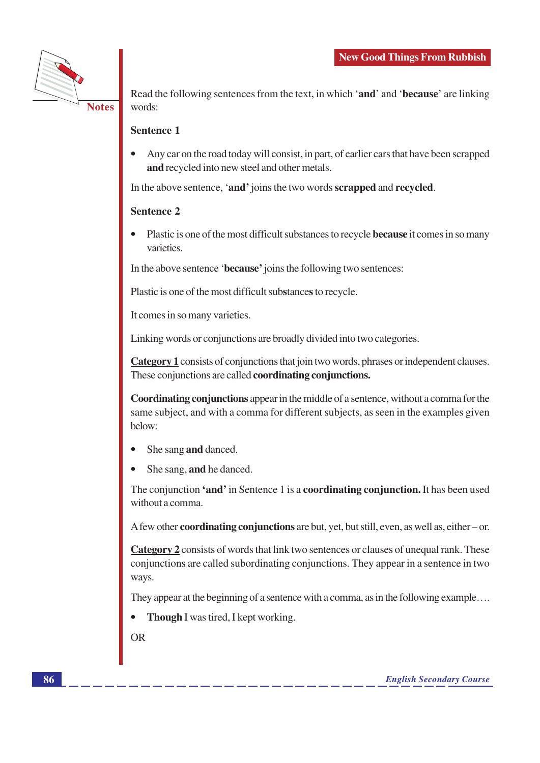Read the following sentences from the text, in which '**and**' and '**because**' are linking words:

**Sentence 1**

- Any car on the road today will consist, in part, of earlier cars that have been scrapped **and** recycled into new steel and other metals.

In the above sentence, '**and'** joins the two words **scrapped** and **recycled**.

**Sentence 2**

- Plastic is one of the most difficult substances to recycle **because** it comes in so many varieties.

In the above sentence '**because'** joins the following two sentences:

Plastic is one of the most difficult substances to recycle.

It comes in so many varieties.

Linking words or conjunctions are broadly divided into two categories.

<u>**Category 1**</u> consists of conjunctions that join two words, phrases or independent clauses. These conjunctions are called **coordinating conjunctions.**

**Coordinating conjunctions** appear in the middle of a sentence, without a comma for the same subject, and with a comma for different subjects, as seen in the examples given below:

- She sang **and** danced.
- She sang, **and** he danced.

The conjunction **'and'** in Sentence 1 is a **coordinating conjunction.** It has been used without a comma.

A few other **coordinating conjunctions** are but, yet, but still, even, as well as, either – or.

<u>**Category 2**</u> consists of words that link two sentences or clauses of unequal rank. These conjunctions are called subordinating conjunctions. They appear in a sentence in two ways.

They appear at the beginning of a sentence with a comma, as in the following example….

- **Though** I was tired, I kept working.

OR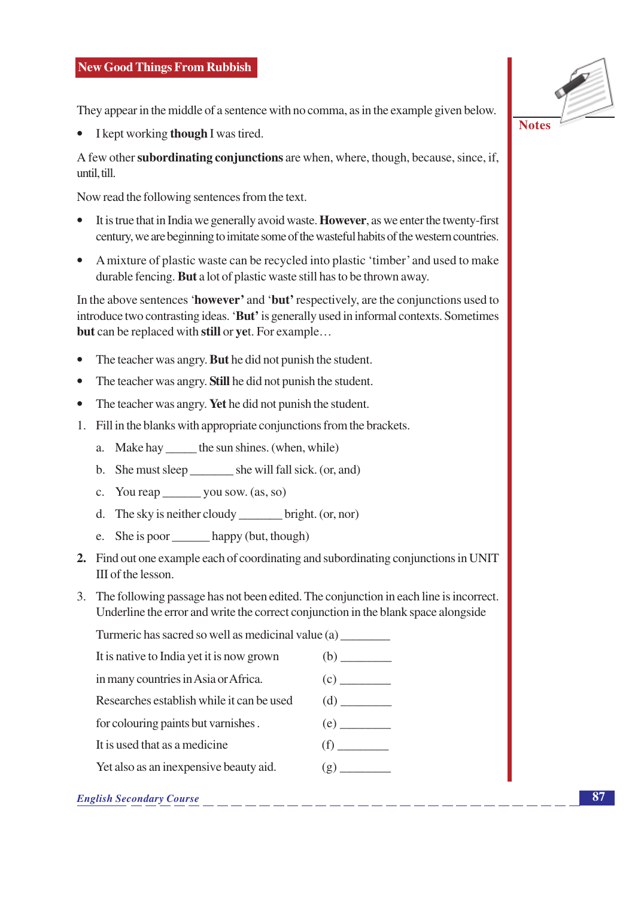They appear in the middle of a sentence with no comma, as in the example given below.

- I kept working **though** I was tired.

A few other **subordinating conjunctions** are when, where, though, because, since, if, until, till.

Now read the following sentences from the text.

- It is true that in India we generally avoid waste. **However**, as we enter the twenty-first century, we are beginning to imitate some of the wasteful habits of the western countries.
- A mixture of plastic waste can be recycled into plastic 'timber' and used to make durable fencing. **But** a lot of plastic waste still has to be thrown away.

In the above sentences '**however**' and '**but**' respectively, are the conjunctions used to introduce two contrasting ideas. '**But**' is generally used in informal contexts. Sometimes **but** can be replaced with **still** or **yet**. For example…

- The teacher was angry. **But** he did not punish the student.
- The teacher was angry. **Still** he did not punish the student.
- The teacher was angry. **Yet** he did not punish the student.

1. Fill in the blanks with appropriate conjunctions from the brackets.

   a. Make hay _____ the sun shines. (when, while)

   b. She must sleep _______ she will fall sick. (or, and)

   c. You reap ______ you sow. (as, so)

   d. The sky is neither cloudy _______ bright. (or, nor)

   e. She is poor ______ happy (but, though)

2. Find out one example each of coordinating and subordinating conjunctions in UNIT III of the lesson.

3. The following passage has not been edited. The conjunction in each line is incorrect. Underline the error and write the correct conjunction in the blank space alongside

   Turmeric has sacred so well as medicinal value (a) ________

   It is native to India yet it is now grown (b) ________

   in many countries in Asia or Africa. (c) ________

   Researches establish while it can be used (d) ________

   for colouring paints but varnishes . (e) ________

   It is used that as a medicine (f) ________

   Yet also as an inexpensive beauty aid. (g) ________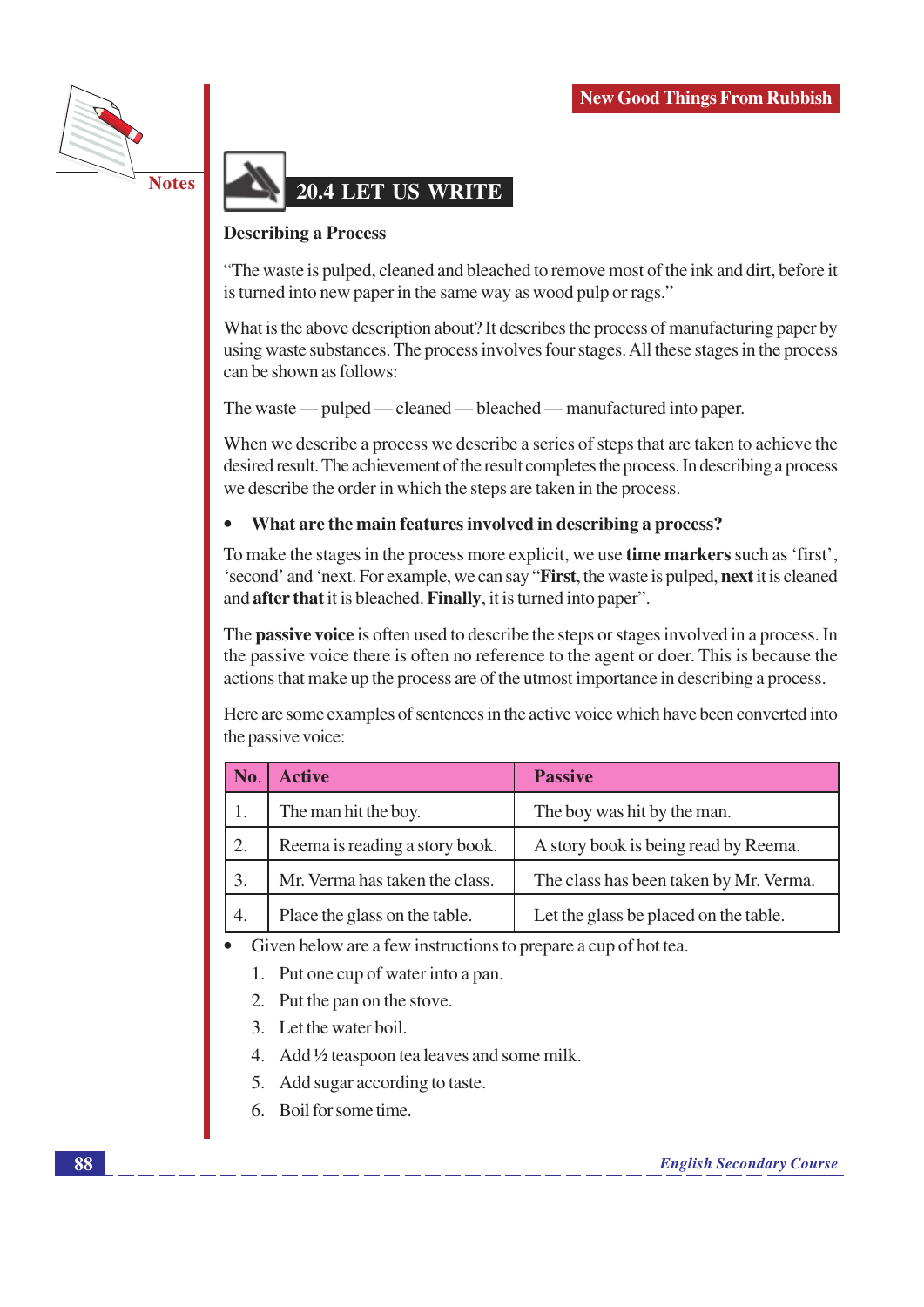## 20.4 LET US WRITE

**Describing a Process**

"The waste is pulped, cleaned and bleached to remove most of the ink and dirt, before it is turned into new paper in the same way as wood pulp or rags."

What is the above description about? It describes the process of manufacturing paper by using waste substances. The process involves four stages. All these stages in the process can be shown as follows:

The waste — pulped — cleaned — bleached — manufactured into paper.

When we describe a process we describe a series of steps that are taken to achieve the desired result. The achievement of the result completes the process. In describing a process we describe the order in which the steps are taken in the process.

- **What are the main features involved in describing a process?**

To make the stages in the process more explicit, we use **time markers** such as 'first', 'second' and 'next. For example, we can say "**First**, the waste is pulped, **next** it is cleaned and **after that** it is bleached. **Finally**, it is turned into paper".

The **passive voice** is often used to describe the steps or stages involved in a process. In the passive voice there is often no reference to the agent or doer. This is because the actions that make up the process are of the utmost importance in describing a process.

Here are some examples of sentences in the active voice which have been converted into the passive voice:

| No. | Active | Passive |
|---|---|---|
| 1. | The man hit the boy. | The boy was hit by the man. |
| 2. | Reema is reading a story book. | A story book is being read by Reema. |
| 3. | Mr. Verma has taken the class. | The class has been taken by Mr. Verma. |
| 4. | Place the glass on the table. | Let the glass be placed on the table. |

- Given below are a few instructions to prepare a cup of hot tea.
  1. Put one cup of water into a pan.
  2. Put the pan on the stove.
  3. Let the water boil.
  4. Add ½ teaspoon tea leaves and some milk.
  5. Add sugar according to taste.
  6. Boil for some time.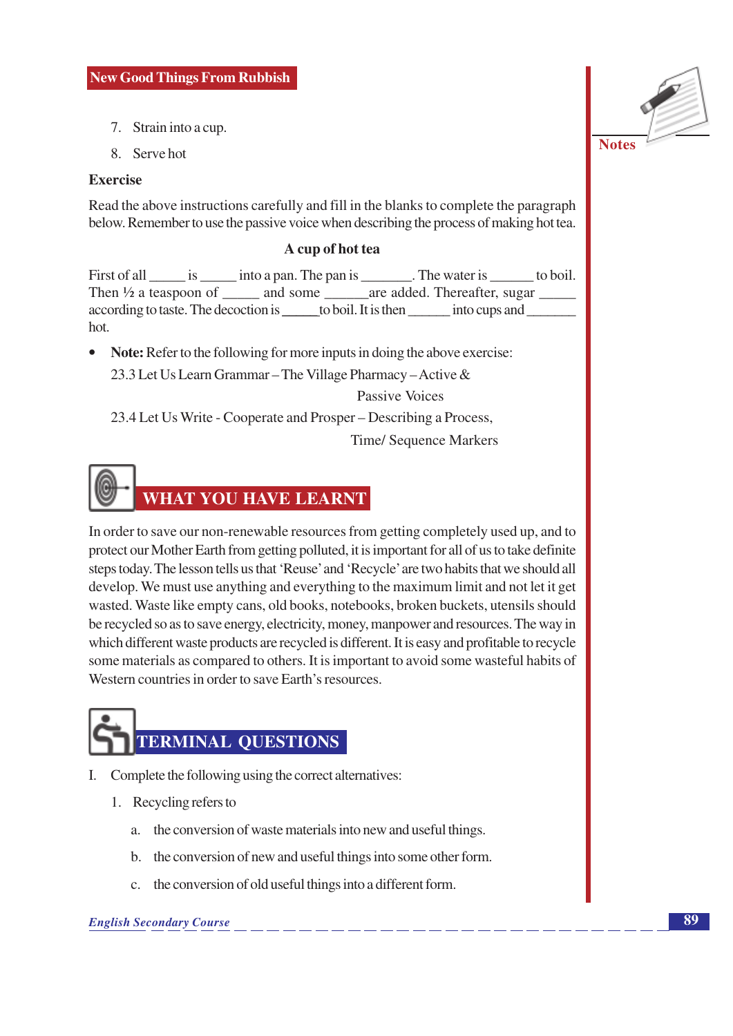7. Strain into a cup.
8. Serve hot

**Exercise**

Read the above instructions carefully and fill in the blanks to complete the paragraph below. Remember to use the passive voice when describing the process of making hot tea.

**A cup of hot tea**

First of all _____ is _____ into a pan. The pan is _______. The water is ______ to boil. Then ½ a teaspoon of _____ and some ______are added. Thereafter, sugar _____ according to taste. The decoction is _____to boil. It is then ______ into cups and _______ hot.

- **Note:** Refer to the following for more inputs in doing the above exercise:

  23.3 Let Us Learn Grammar – The Village Pharmacy – Active & Passive Voices

  23.4 Let Us Write - Cooperate and Prosper – Describing a Process, Time/ Sequence Markers

## WHAT YOU HAVE LEARNT

In order to save our non-renewable resources from getting completely used up, and to protect our Mother Earth from getting polluted, it is important for all of us to take definite steps today. The lesson tells us that 'Reuse' and 'Recycle' are two habits that we should all develop. We must use anything and everything to the maximum limit and not let it get wasted. Waste like empty cans, old books, notebooks, broken buckets, utensils should be recycled so as to save energy, electricity, money, manpower and resources. The way in which different waste products are recycled is different. It is easy and profitable to recycle some materials as compared to others. It is important to avoid some wasteful habits of Western countries in order to save Earth's resources.

## TERMINAL QUESTIONS

I. Complete the following using the correct alternatives:

1. Recycling refers to

   a. the conversion of waste materials into new and useful things.

   b. the conversion of new and useful things into some other form.

   c. the conversion of old useful things into a different form.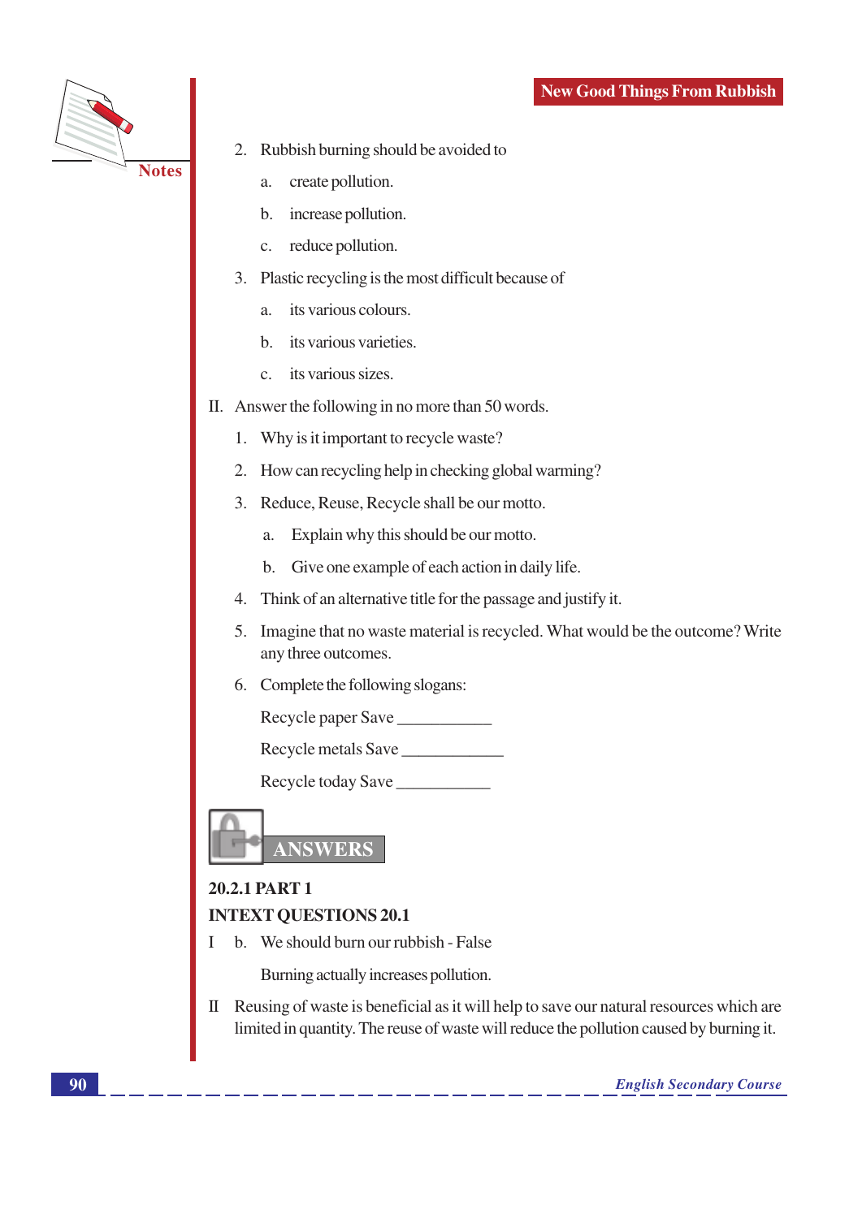2. Rubbish burning should be avoided to

   a. create pollution.

   b. increase pollution.

   c. reduce pollution.

3. Plastic recycling is the most difficult because of

   a. its various colours.

   b. its various varieties.

   c. its various sizes.

II. Answer the following in no more than 50 words.

1. Why is it important to recycle waste?

2. How can recycling help in checking global warming?

3. Reduce, Reuse, Recycle shall be our motto.

   a. Explain why this should be our motto.

   b. Give one example of each action in daily life.

4. Think of an alternative title for the passage and justify it.

5. Imagine that no waste material is recycled. What would be the outcome? Write any three outcomes.

6. Complete the following slogans:

   Recycle paper Save ___________

   Recycle metals Save ____________

   Recycle today Save ___________

## ANSWERS

**20.2.1 PART 1**

**INTEXT QUESTIONS 20.1**

I  b. We should burn our rubbish - False

   Burning actually increases pollution.

II Reusing of waste is beneficial as it will help to save our natural resources which are limited in quantity. The reuse of waste will reduce the pollution caused by burning it.